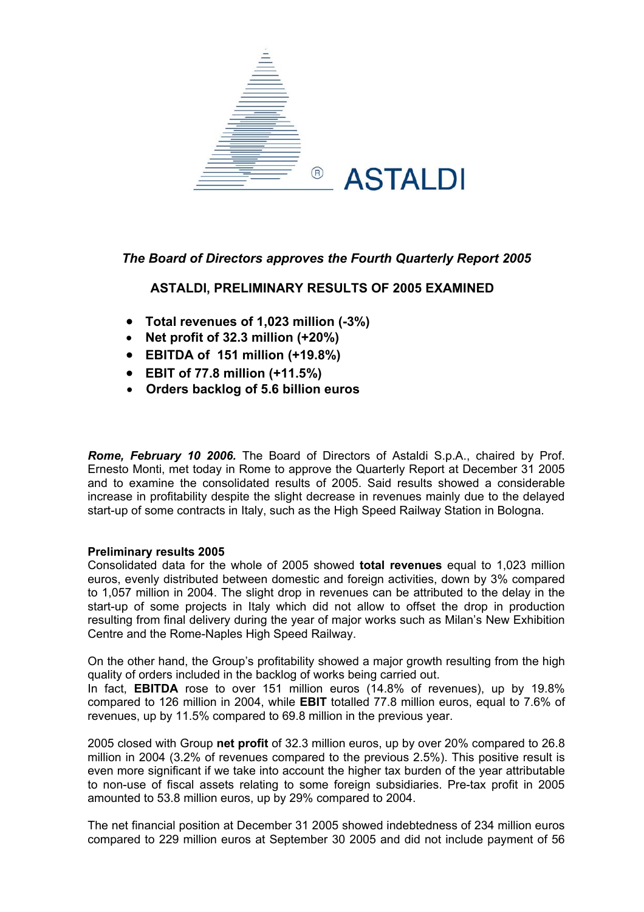ASTALDI

*The Board of Directors approves the Fourth Quarterly Report 2005*

## ASTALDI, PRELIMINARY RESULTS OF 2005 EXAMINED

- **Total revenues of 1,023 million (-3%)**
- **Net profit of 32.3 million (+20%)**
- **EBITDA of 151 million (+19.8%)**
- **EBIT of 77.8 million (+11.5%)**
- **Orders backlog of 5.6 billion euros**

***Rome, February 10 2006.*** The Board of Directors of Astaldi S.p.A., chaired by Prof. Ernesto Monti, met today in Rome to approve the Quarterly Report at December 31 2005 and to examine the consolidated results of 2005. Said results showed a considerable increase in profitability despite the slight decrease in revenues mainly due to the delayed start-up of some contracts in Italy, such as the High Speed Railway Station in Bologna.

**Preliminary results 2005**

Consolidated data for the whole of 2005 showed **total revenues** equal to 1,023 million euros, evenly distributed between domestic and foreign activities, down by 3% compared to 1,057 million in 2004. The slight drop in revenues can be attributed to the delay in the start-up of some projects in Italy which did not allow to offset the drop in production resulting from final delivery during the year of major works such as Milan's New Exhibition Centre and the Rome-Naples High Speed Railway.

On the other hand, the Group's profitability showed a major growth resulting from the high quality of orders included in the backlog of works being carried out.
In fact, **EBITDA** rose to over 151 million euros (14.8% of revenues), up by 19.8% compared to 126 million in 2004, while **EBIT** totalled 77.8 million euros, equal to 7.6% of revenues, up by 11.5% compared to 69.8 million in the previous year.

2005 closed with Group **net profit** of 32.3 million euros, up by over 20% compared to 26.8 million in 2004 (3.2% of revenues compared to the previous 2.5%). This positive result is even more significant if we take into account the higher tax burden of the year attributable to non-use of fiscal assets relating to some foreign subsidiaries. Pre-tax profit in 2005 amounted to 53.8 million euros, up by 29% compared to 2004.

The net financial position at December 31 2005 showed indebtedness of 234 million euros compared to 229 million euros at September 30 2005 and did not include payment of 56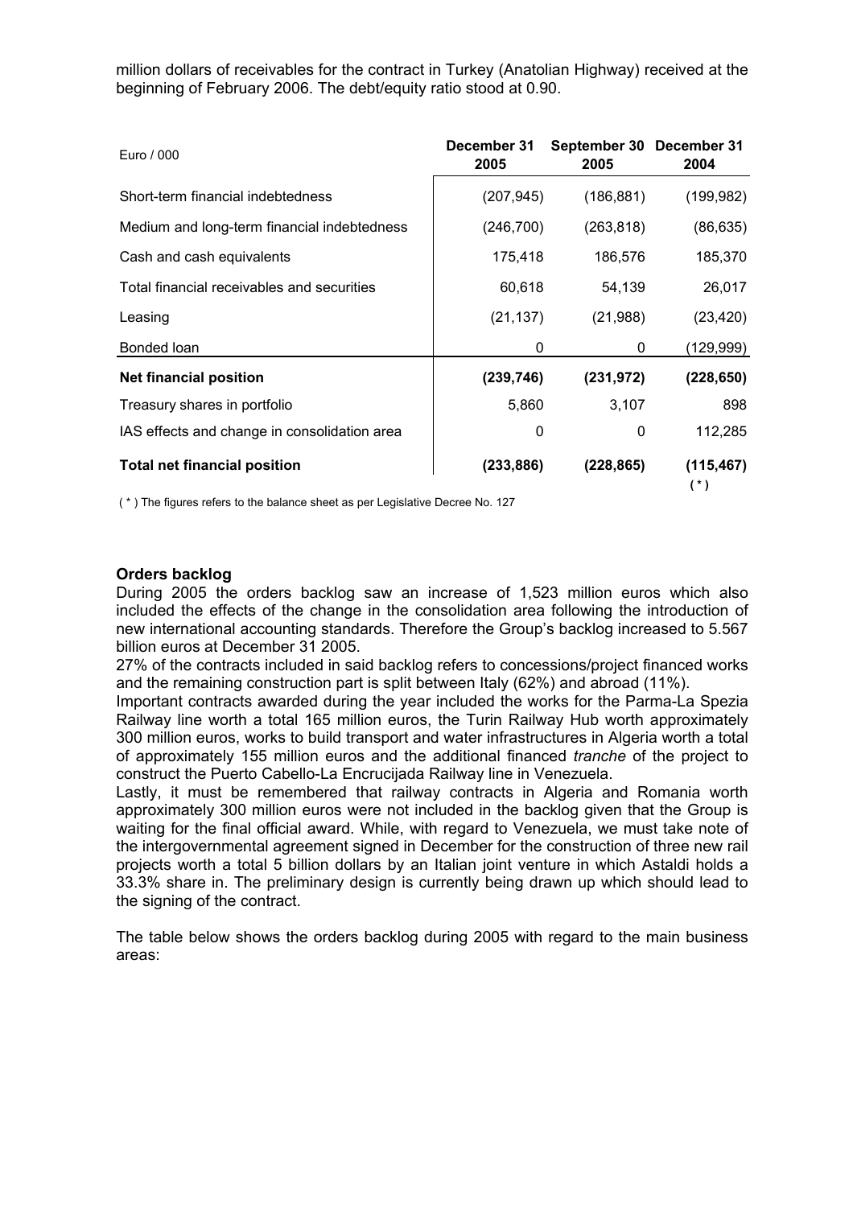million dollars of receivables for the contract in Turkey (Anatolian Highway) received at the beginning of February 2006. The debt/equity ratio stood at 0.90.

| Euro / 000 | December 31 2005 | September 30 2005 | December 31 2004 |
|---|---|---|---|
| Short-term financial indebtedness | (207,945) | (186,881) | (199,982) |
| Medium and long-term financial indebtedness | (246,700) | (263,818) | (86,635) |
| Cash and cash equivalents | 175,418 | 186,576 | 185,370 |
| Total financial receivables and securities | 60,618 | 54,139 | 26,017 |
| Leasing | (21,137) | (21,988) | (23,420) |
| Bonded loan | 0 | 0 | (129,999) |
| **Net financial position** | **(239,746)** | **(231,972)** | **(228,650)** |
| Treasury shares in portfolio | 5,860 | 3,107 | 898 |
| IAS effects and change in consolidation area | 0 | 0 | 112,285 |
| **Total net financial position** | **(233,886)** | **(228,865)** | **(115,467)** ( * ) |

( * ) The figures refers to the balance sheet as per Legislative Decree No. 127

**Orders backlog**

During 2005 the orders backlog saw an increase of 1,523 million euros which also included the effects of the change in the consolidation area following the introduction of new international accounting standards. Therefore the Group's backlog increased to 5.567 billion euros at December 31 2005.

27% of the contracts included in said backlog refers to concessions/project financed works and the remaining construction part is split between Italy (62%) and abroad (11%).

Important contracts awarded during the year included the works for the Parma-La Spezia Railway line worth a total 165 million euros, the Turin Railway Hub worth approximately 300 million euros, works to build transport and water infrastructures in Algeria worth a total of approximately 155 million euros and the additional financed *tranche* of the project to construct the Puerto Cabello-La Encrucijada Railway line in Venezuela.

Lastly, it must be remembered that railway contracts in Algeria and Romania worth approximately 300 million euros were not included in the backlog given that the Group is waiting for the final official award. While, with regard to Venezuela, we must take note of the intergovernmental agreement signed in December for the construction of three new rail projects worth a total 5 billion dollars by an Italian joint venture in which Astaldi holds a 33.3% share in. The preliminary design is currently being drawn up which should lead to the signing of the contract.

The table below shows the orders backlog during 2005 with regard to the main business areas: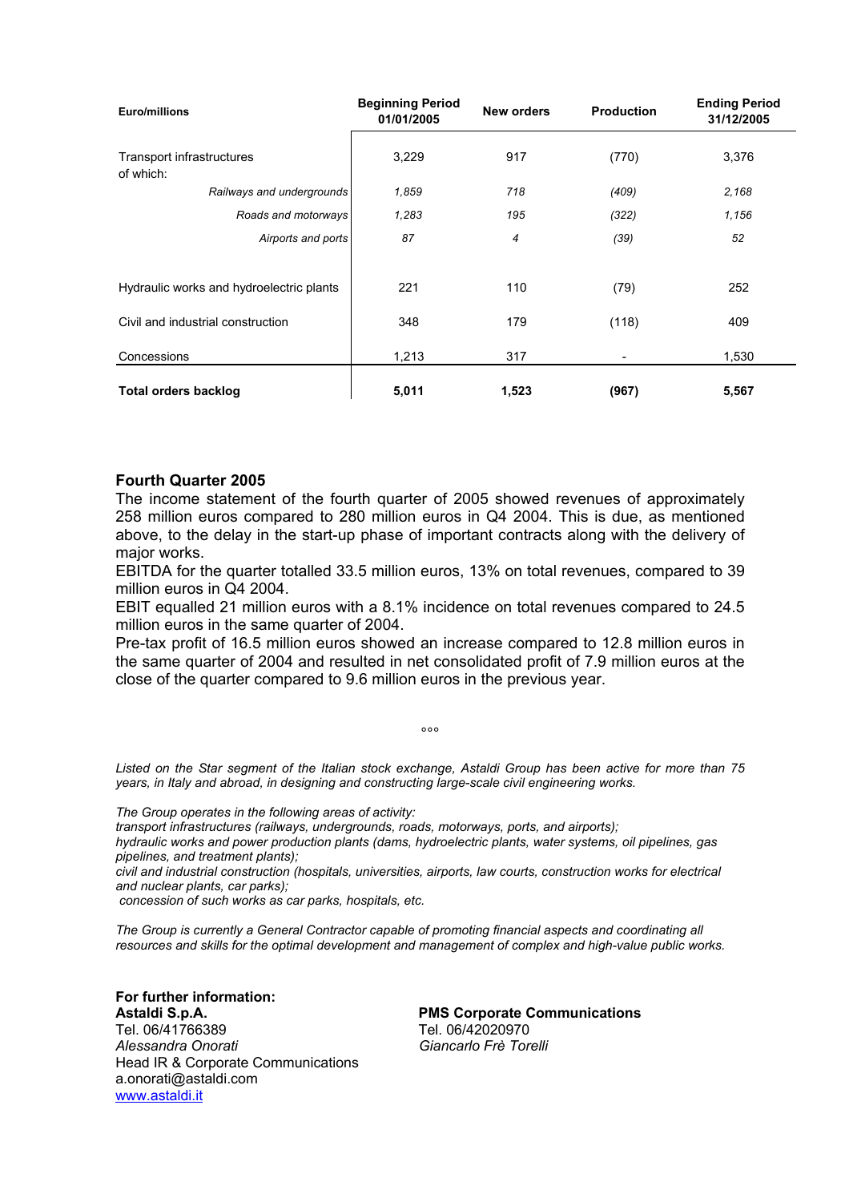| Euro/millions | Beginning Period 01/01/2005 | New orders | Production | Ending Period 31/12/2005 |
|---|---|---|---|---|
| Transport infrastructures of which: | 3,229 | 917 | (770) | 3,376 |
| *Railways and undergrounds* | *1,859* | *718* | *(409)* | *2,168* |
| *Roads and motorways* | *1,283* | *195* | *(322)* | *1,156* |
| *Airports and ports* | *87* | *4* | *(39)* | *52* |
| Hydraulic works and hydroelectric plants | 221 | 110 | (79) | 252 |
| Civil and industrial construction | 348 | 179 | (118) | 409 |
| Concessions | 1,213 | 317 | - | 1,530 |
| **Total orders backlog** | **5,011** | **1,523** | **(967)** | **5,567** |

## Fourth Quarter 2005

The income statement of the fourth quarter of 2005 showed revenues of approximately 258 million euros compared to 280 million euros in Q4 2004. This is due, as mentioned above, to the delay in the start-up phase of important contracts along with the delivery of major works.

EBITDA for the quarter totalled 33.5 million euros, 13% on total revenues, compared to 39 million euros in Q4 2004.

EBIT equalled 21 million euros with a 8.1% incidence on total revenues compared to 24.5 million euros in the same quarter of 2004.

Pre-tax profit of 16.5 million euros showed an increase compared to 12.8 million euros in the same quarter of 2004 and resulted in net consolidated profit of 7.9 million euros at the close of the quarter compared to 9.6 million euros in the previous year.

°°°

*Listed on the Star segment of the Italian stock exchange, Astaldi Group has been active for more than 75 years, in Italy and abroad, in designing and constructing large-scale civil engineering works.*

*The Group operates in the following areas of activity:*
*transport infrastructures (railways, undergrounds, roads, motorways, ports, and airports);*
*hydraulic works and power production plants (dams, hydroelectric plants, water systems, oil pipelines, gas pipelines, and treatment plants);*
*civil and industrial construction (hospitals, universities, airports, law courts, construction works for electrical and nuclear plants, car parks);*
*concession of such works as car parks, hospitals, etc.*

*The Group is currently a General Contractor capable of promoting financial aspects and coordinating all resources and skills for the optimal development and management of complex and high-value public works.*

**For further information:**

**Astaldi S.p.A.**
Tel. 06/41766389
*Alessandra Onorati*
Head IR & Corporate Communications
a.onorati@astaldi.com
www.astaldi.it

**PMS Corporate Communications**
Tel. 06/42020970
*Giancarlo Frè Torelli*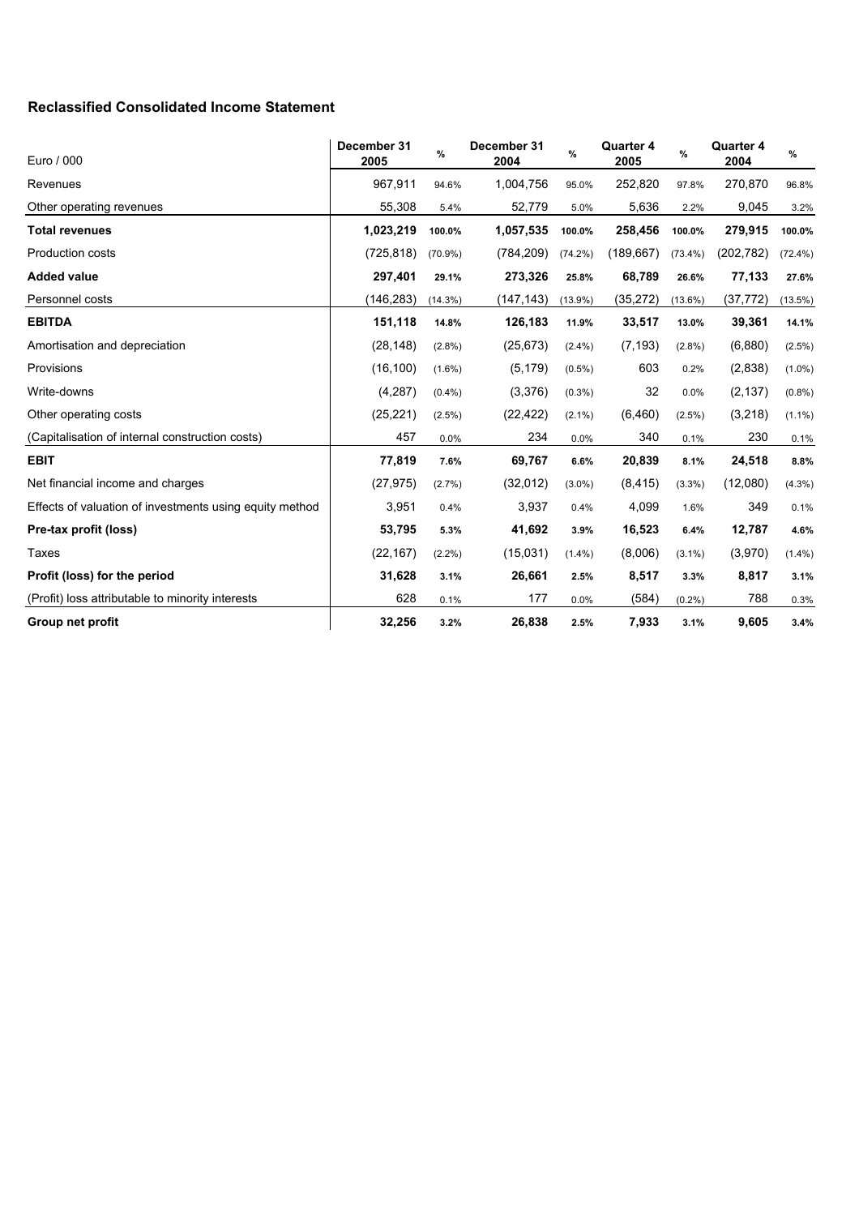### Reclassified Consolidated Income Statement

| Euro / 000 | December 31 2005 | % | December 31 2004 | % | Quarter 4 2005 | % | Quarter 4 2004 | % |
|---|---|---|---|---|---|---|---|---|
| Revenues | 967,911 | 94.6% | 1,004,756 | 95.0% | 252,820 | 97.8% | 270,870 | 96.8% |
| Other operating revenues | 55,308 | 5.4% | 52,779 | 5.0% | 5,636 | 2.2% | 9,045 | 3.2% |
| **Total revenues** | **1,023,219** | **100.0%** | **1,057,535** | **100.0%** | **258,456** | **100.0%** | **279,915** | **100.0%** |
| Production costs | (725,818) | (70.9%) | (784,209) | (74.2%) | (189,667) | (73.4%) | (202,782) | (72.4%) |
| **Added value** | **297,401** | **29.1%** | **273,326** | **25.8%** | **68,789** | **26.6%** | **77,133** | **27.6%** |
| Personnel costs | (146,283) | (14.3%) | (147,143) | (13.9%) | (35,272) | (13.6%) | (37,772) | (13.5%) |
| **EBITDA** | **151,118** | **14.8%** | **126,183** | **11.9%** | **33,517** | **13.0%** | **39,361** | **14.1%** |
| Amortisation and depreciation | (28,148) | (2.8%) | (25,673) | (2.4%) | (7,193) | (2.8%) | (6,880) | (2.5%) |
| Provisions | (16,100) | (1.6%) | (5,179) | (0.5%) | 603 | 0.2% | (2,838) | (1.0%) |
| Write-downs | (4,287) | (0.4%) | (3,376) | (0.3%) | 32 | 0.0% | (2,137) | (0.8%) |
| Other operating costs | (25,221) | (2.5%) | (22,422) | (2.1%) | (6,460) | (2.5%) | (3,218) | (1.1%) |
| (Capitalisation of internal construction costs) | 457 | 0.0% | 234 | 0.0% | 340 | 0.1% | 230 | 0.1% |
| **EBIT** | **77,819** | **7.6%** | **69,767** | **6.6%** | **20,839** | **8.1%** | **24,518** | **8.8%** |
| Net financial income and charges | (27,975) | (2.7%) | (32,012) | (3.0%) | (8,415) | (3.3%) | (12,080) | (4.3%) |
| Effects of valuation of investments using equity method | 3,951 | 0.4% | 3,937 | 0.4% | 4,099 | 1.6% | 349 | 0.1% |
| **Pre-tax profit (loss)** | **53,795** | **5.3%** | **41,692** | **3.9%** | **16,523** | **6.4%** | **12,787** | **4.6%** |
| Taxes | (22,167) | (2.2%) | (15,031) | (1.4%) | (8,006) | (3.1%) | (3,970) | (1.4%) |
| **Profit (loss) for the period** | **31,628** | **3.1%** | **26,661** | **2.5%** | **8,517** | **3.3%** | **8,817** | **3.1%** |
| (Profit) loss attributable to minority interests | 628 | 0.1% | 177 | 0.0% | (584) | (0.2%) | 788 | 0.3% |
| **Group net profit** | **32,256** | **3.2%** | **26,838** | **2.5%** | **7,933** | **3.1%** | **9,605** | **3.4%** |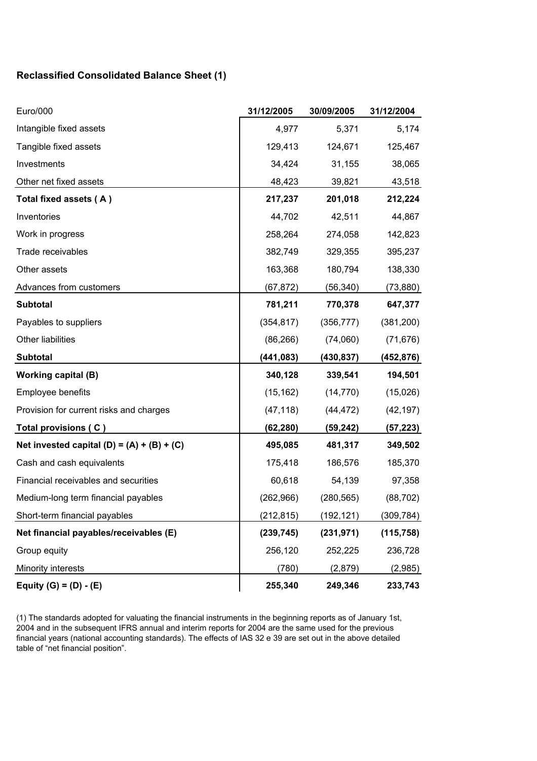**Reclassified Consolidated Balance Sheet (1)**

| Euro/000 | 31/12/2005 | 30/09/2005 | 31/12/2004 |
|---|---|---|---|
| Intangible fixed assets | 4,977 | 5,371 | 5,174 |
| Tangible fixed assets | 129,413 | 124,671 | 125,467 |
| Investments | 34,424 | 31,155 | 38,065 |
| Other net fixed assets | 48,423 | 39,821 | 43,518 |
| **Total fixed assets ( A )** | **217,237** | **201,018** | **212,224** |
| Inventories | 44,702 | 42,511 | 44,867 |
| Work in progress | 258,264 | 274,058 | 142,823 |
| Trade receivables | 382,749 | 329,355 | 395,237 |
| Other assets | 163,368 | 180,794 | 138,330 |
| Advances from customers | (67,872) | (56,340) | (73,880) |
| **Subtotal** | **781,211** | **770,378** | **647,377** |
| Payables to suppliers | (354,817) | (356,777) | (381,200) |
| Other liabilities | (86,266) | (74,060) | (71,676) |
| **Subtotal** | **(441,083)** | **(430,837)** | **(452,876)** |
| **Working capital (B)** | **340,128** | **339,541** | **194,501** |
| Employee benefits | (15,162) | (14,770) | (15,026) |
| Provision for current risks and charges | (47,118) | (44,472) | (42,197) |
| **Total provisions ( C )** | **(62,280)** | **(59,242)** | **(57,223)** |
| **Net invested capital (D) = (A) + (B) + (C)** | **495,085** | **481,317** | **349,502** |
| Cash and cash equivalents | 175,418 | 186,576 | 185,370 |
| Financial receivables and securities | 60,618 | 54,139 | 97,358 |
| Medium-long term financial payables | (262,966) | (280,565) | (88,702) |
| Short-term financial payables | (212,815) | (192,121) | (309,784) |
| **Net financial payables/receivables (E)** | **(239,745)** | **(231,971)** | **(115,758)** |
| Group equity | 256,120 | 252,225 | 236,728 |
| Minority interests | (780) | (2,879) | (2,985) |
| **Equity (G) = (D) - (E)** | **255,340** | **249,346** | **233,743** |

(1) The standards adopted for valuating the financial instruments in the beginning reports as of January 1st, 2004 and in the subsequent IFRS annual and interim reports for 2004 are the same used for the previous financial years (national accounting standards). The effects of IAS 32 e 39 are set out in the above detailed table of "net financial position".